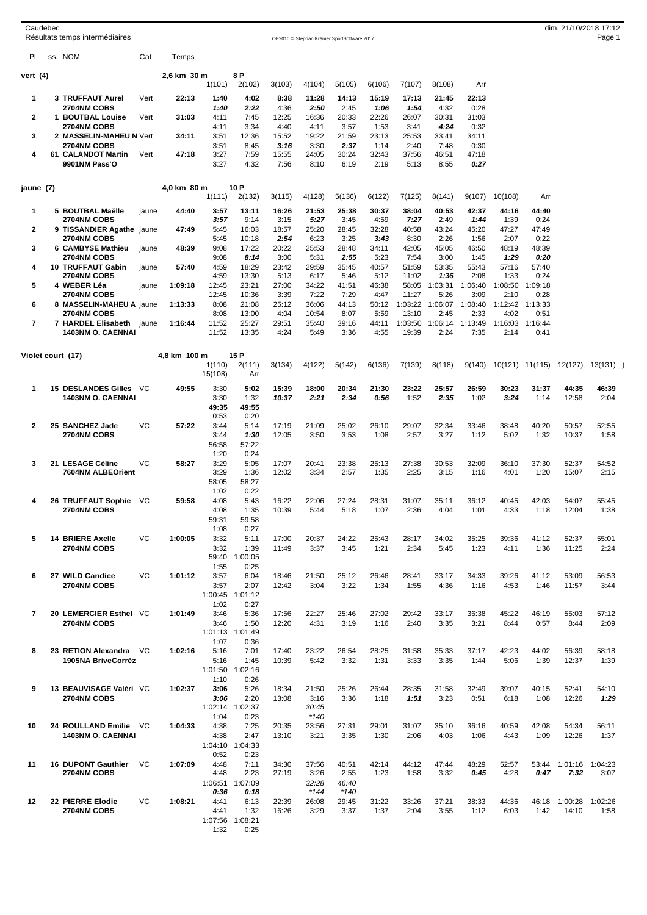Caudebec

Résultats temps intermédiaires

OE2010 © Stephan Krämer SportSoftware 2017

dim. 21/10/2018 17:12

## vert (4)

2,6 km 30 m 8 P

| Pl | ss. | NOM | Cat | Temps | 1(101) | 2(102) | 3(103) | 4(104) | 5(105) | 6(106) | 7(107) | 8(108) | Arr |
|---|---|---|---|---|---|---|---|---|---|---|---|---|---|
| 1 | 3 | **TRUFFAUT Aurel** | Vert | **22:13** | **1:40** | **4:02** | **8:38** | **11:28** | **14:13** | **15:19** | **17:13** | **21:45** | **22:13** |
| | | **2704NM COBS** | | | ***1:40*** | ***2:22*** | 4:36 | ***2:50*** | 2:45 | ***1:06*** | ***1:54*** | 4:32 | 0:28 |
| 2 | 1 | **BOUTBAL Louise** | Vert | **31:03** | 4:11 | 7:45 | 12:25 | 16:36 | 20:33 | 22:26 | 26:07 | 30:31 | 31:03 |
| | | **2704NM COBS** | | | 4:11 | 3:34 | 4:40 | 4:11 | 3:57 | 1:53 | 3:41 | ***4:24*** | 0:32 |
| 3 | 2 | **MASSELIN-MAHEU N** | Vert | **34:11** | 3:51 | 12:36 | 15:52 | 19:22 | 21:59 | 23:13 | 25:53 | 33:41 | 34:11 |
| | | **2704NM COBS** | | | 3:51 | 8:45 | ***3:16*** | 3:30 | ***2:37*** | 1:14 | 2:40 | 7:48 | 0:30 |
| 4 | 61 | **CALANDOT Martin** | Vert | **47:18** | 3:27 | 7:59 | 15:55 | 24:05 | 30:24 | 32:43 | 37:56 | 46:51 | 47:18 |
| | | **9901NM Pass'O** | | | 3:27 | 4:32 | 7:56 | 8:10 | 6:19 | 2:19 | 5:13 | 8:55 | ***0:27*** |

## jaune (7)

4,0 km 80 m 10 P

| Pl | ss. | NOM | Cat | Temps | 1(111) | 2(132) | 3(115) | 4(128) | 5(136) | 6(122) | 7(125) | 8(141) | 9(107) | 10(108) | Arr |
|---|---|---|---|---|---|---|---|---|---|---|---|---|---|---|---|
| 1 | 5 | **BOUTBAL Maëlle** | jaune | **44:40** | **3:57** | **13:11** | **16:26** | **21:53** | **25:38** | **30:37** | **38:04** | **40:53** | **42:37** | **44:16** | **44:40** |
| | | **2704NM COBS** | | | ***3:57*** | 9:14 | 3:15 | ***5:27*** | 3:45 | 4:59 | ***7:27*** | 2:49 | ***1:44*** | 1:39 | 0:24 |
| 2 | 9 | **TISSANDIER Agathe** | jaune | **47:49** | 5:45 | 16:03 | 18:57 | 25:20 | 28:45 | 32:28 | 40:58 | 43:24 | 45:20 | 47:27 | 47:49 |
| | | **2704NM COBS** | | | 5:45 | 10:18 | ***2:54*** | 6:23 | 3:25 | ***3:43*** | 8:30 | 2:26 | 1:56 | 2:07 | 0:22 |
| 3 | 6 | **CAMBYSE Mathieu** | jaune | **48:39** | 9:08 | 17:22 | 20:22 | 25:53 | 28:48 | 34:11 | 42:05 | 45:05 | 46:50 | 48:19 | 48:39 |
| | | **2704NM COBS** | | | 9:08 | ***8:14*** | 3:00 | 5:31 | ***2:55*** | 5:23 | 7:54 | 3:00 | 1:45 | ***1:29*** | ***0:20*** |
| 4 | 10 | **TRUFFAUT Gabin** | jaune | **57:40** | 4:59 | 18:29 | 23:42 | 29:59 | 35:45 | 40:57 | 51:59 | 53:35 | 55:43 | 57:16 | 57:40 |
| | | **2704NM COBS** | | | 4:59 | 13:30 | 5:13 | 6:17 | 5:46 | 5:12 | 11:02 | ***1:36*** | 2:08 | 1:33 | 0:24 |
| 5 | 4 | **WEBER Léa** | jaune | **1:09:18** | 12:45 | 23:21 | 27:00 | 34:22 | 41:51 | 46:38 | 58:05 | 1:03:31 | 1:06:40 | 1:08:50 | 1:09:18 |
| | | **2704NM COBS** | | | 12:45 | 10:36 | 3:39 | 7:22 | 7:29 | 4:47 | 11:27 | 5:26 | 3:09 | 2:10 | 0:28 |
| 6 | 8 | **MASSELIN-MAHEU A** | jaune | **1:13:33** | 8:08 | 21:08 | 25:12 | 36:06 | 44:13 | 50:12 | 1:03:22 | 1:06:07 | 1:08:40 | 1:12:42 | 1:13:33 |
| | | **2704NM COBS** | | | 8:08 | 13:00 | 4:04 | 10:54 | 8:07 | 5:59 | 13:10 | 2:45 | 2:33 | 4:02 | 0:51 |
| 7 | 7 | **HARDEL Elisabeth** | jaune | **1:16:44** | 11:52 | 25:27 | 29:51 | 35:40 | 39:16 | 44:11 | 1:03:50 | 1:06:14 | 1:13:49 | 1:16:03 | 1:16:44 |
| | | **1403NM O. CAENNAI** | | | 11:52 | 13:35 | 4:24 | 5:49 | 3:36 | 4:55 | 19:39 | 2:24 | 7:35 | 2:14 | 0:41 |

## Violet court (17)

4,8 km 100 m 15 P

| Pl | ss. | NOM | Cat | Temps | 1(110) | 2(111) | 3(134) | 4(122) | 5(142) | 6(136) | 7(139) | 8(118) | 9(140) | 10(121) | 11(115) | 12(127) | 13(131) | 14 | 15(108) | Arr |
|---|---|---|---|---|---|---|---|---|---|---|---|---|---|---|---|---|---|---|---|---|
| 1 | 15 | **DESLANDES Gilles** | VC | **49:55** | 3:30 | **5:02** | **15:39** | **18:00** | **20:34** | **21:30** | **23:22** | **25:57** | **26:59** | **30:23** | **31:37** | **44:35** | **46:39** | | 49:35 | **49:55** |
| | | **1403NM O. CAENNAI** | | | 3:30 | 1:32 | ***10:37*** | ***2:21*** | ***2:34*** | ***0:56*** | 1:52 | ***2:35*** | 1:02 | ***3:24*** | 1:14 | 12:58 | 2:04 | | 0:53 | 0:20 |
| 2 | 25 | **SANCHEZ Jade** | VC | **57:22** | 3:44 | 5:14 | 17:19 | 21:09 | 25:02 | 26:10 | 29:07 | 32:34 | 33:46 | 38:48 | 40:20 | 50:57 | 52:55 | | 56:58 | 57:22 |
| | | **2704NM COBS** | | | 3:44 | ***1:30*** | 12:05 | 3:50 | 3:53 | 1:08 | 2:57 | 3:27 | 1:12 | 5:02 | 1:32 | 10:37 | 1:58 | | 1:20 | 0:24 |
| 3 | 21 | **LESAGE Céline** | VC | **58:27** | 3:29 | 5:05 | 17:07 | 20:41 | 23:38 | 25:13 | 27:38 | 30:53 | 32:09 | 36:10 | 37:30 | 52:37 | 54:52 | | 58:05 | 58:27 |
| | | **7604NM ALBEOrient** | | | 3:29 | 1:36 | 12:02 | 3:34 | 2:57 | 1:35 | 2:25 | 3:15 | 1:16 | 4:01 | 1:20 | 15:07 | 2:15 | | 1:02 | 0:22 |
| 4 | 26 | **TRUFFAUT Sophie** | VC | **59:58** | 4:08 | 5:43 | 16:22 | 22:06 | 27:24 | 28:31 | 31:07 | 35:11 | 36:12 | 40:45 | 42:03 | 54:07 | 55:45 | | 59:31 | 59:58 |
| | | **2704NM COBS** | | | 4:08 | 1:35 | 10:39 | 5:44 | 5:18 | 1:07 | 2:36 | 4:04 | 1:01 | 4:33 | 1:18 | 12:04 | 1:38 | | 1:08 | 0:27 |
| 5 | 14 | **BRIERE Axelle** | VC | **1:00:05** | 3:32 | 5:11 | 17:00 | 20:37 | 24:22 | 25:43 | 28:17 | 34:02 | 35:25 | 39:36 | 41:12 | 52:37 | 55:01 | | 59:40 | 1:00:05 |
| | | **2704NM COBS** | | | 3:32 | 1:39 | 11:49 | 3:37 | 3:45 | 1:21 | 2:34 | 5:45 | 1:23 | 4:11 | 1:36 | 11:25 | 2:24 | | 1:55 | 0:25 |
| 6 | 27 | **WILD Candice** | VC | **1:01:12** | 3:57 | 6:04 | 18:46 | 21:50 | 25:12 | 26:46 | 28:41 | 33:17 | 34:33 | 39:26 | 41:12 | 53:09 | 56:53 | | 1:00:45 | 1:01:12 |
| | | **2704NM COBS** | | | 3:57 | 2:07 | 12:42 | 3:04 | 3:22 | 1:34 | 1:55 | 4:36 | 1:16 | 4:53 | 1:46 | 11:57 | 3:44 | | 1:02 | 0:27 |
| 7 | 20 | **LEMERCIER Esthel** | VC | **1:01:49** | 3:46 | 5:36 | 17:56 | 22:27 | 25:46 | 27:02 | 29:42 | 33:17 | 36:38 | 45:22 | 46:19 | 55:03 | 57:12 | | 1:01:13 | 1:01:49 |
| | | **2704NM COBS** | | | 3:46 | 1:50 | 12:20 | 4:31 | 3:19 | 1:16 | 2:40 | 3:35 | 3:21 | 8:44 | 0:57 | 8:44 | 2:09 | | 1:07 | 0:36 |
| 8 | 23 | **RETION Alexandra** | VC | **1:02:16** | 5:16 | 7:01 | 17:40 | 23:22 | 26:54 | 28:25 | 31:58 | 35:33 | 37:17 | 42:23 | 44:02 | 56:39 | 58:18 | | 1:01:50 | 1:02:16 |
| | | **1905NA BriveCorrèz** | | | 5:16 | 1:45 | 10:39 | 5:42 | 3:32 | 1:31 | 3:33 | 3:35 | 1:44 | 5:06 | 1:39 | 12:37 | 1:39 | | 1:10 | 0:26 |
| 9 | 13 | **BEAUVISAGE Valéri** | VC | **1:02:37** | **3:06** | 5:26 | 18:34 | 21:50 | 25:26 | 26:44 | 28:35 | 31:58 | 32:49 | 39:07 | 40:15 | 52:41 | 54:10 | | 1:02:14 | 1:02:37 |
| | | **2704NM COBS** | | | ***3:06*** | 2:20 | 13:08 | 3:16 | 3:36 | 1:18 | ***1:51*** | 3:23 | 0:51 | 6:18 | 1:08 | 12:26 | ***1:29*** | | 1:04 | 0:23 |
| | | | | | | | | *30:45* | | | | | | | | | | | | |
| | | | | | | | | *\*140* | | | | | | | | | | | | |
| 10 | 24 | **ROULLAND Emilie** | VC | **1:04:33** | 4:38 | 7:25 | 20:35 | 23:56 | 27:31 | 29:01 | 31:07 | 35:10 | 36:16 | 40:59 | 42:08 | 54:34 | 56:11 | | 1:04:10 | 1:04:33 |
| | | **1403NM O. CAENNAI** | | | 4:38 | 2:47 | 13:10 | 3:21 | 3:35 | 1:30 | 2:06 | 4:03 | 1:06 | 4:43 | 1:09 | 12:26 | 1:37 | | 0:52 | 0:23 |
| 11 | 16 | **DUPONT Gauthier** | VC | **1:07:09** | 4:48 | 7:11 | 34:30 | 37:56 | 40:51 | 42:14 | 44:12 | 47:44 | 48:29 | 52:57 | 53:44 | 1:01:16 | 1:04:23 | | 1:06:51 | 1:07:09 |
| | | **2704NM COBS** | | | 4:48 | 2:23 | 27:19 | 3:26 | 2:55 | 1:23 | 1:58 | 3:32 | ***0:45*** | 4:28 | ***0:47*** | ***7:32*** | 3:07 | | ***0:36*** | ***0:18*** |
| | | | | | | | | *32:28* | *46:40* | | | | | | | | | | | |
| | | | | | | | | *\*144* | *\*140* | | | | | | | | | | | |
| 12 | 22 | **PIERRE Elodie** | VC | **1:08:21** | 4:41 | 6:13 | 22:39 | 26:08 | 29:45 | 31:22 | 33:26 | 37:21 | 38:33 | 44:36 | 46:18 | 1:00:28 | 1:02:26 | | 1:07:56 | 1:08:21 |
| | | **2704NM COBS** | | | 4:41 | 1:32 | 16:26 | 3:29 | 3:37 | 1:37 | 2:04 | 3:55 | 1:12 | 6:03 | 1:42 | 14:10 | 1:58 | | 1:32 | 0:25 |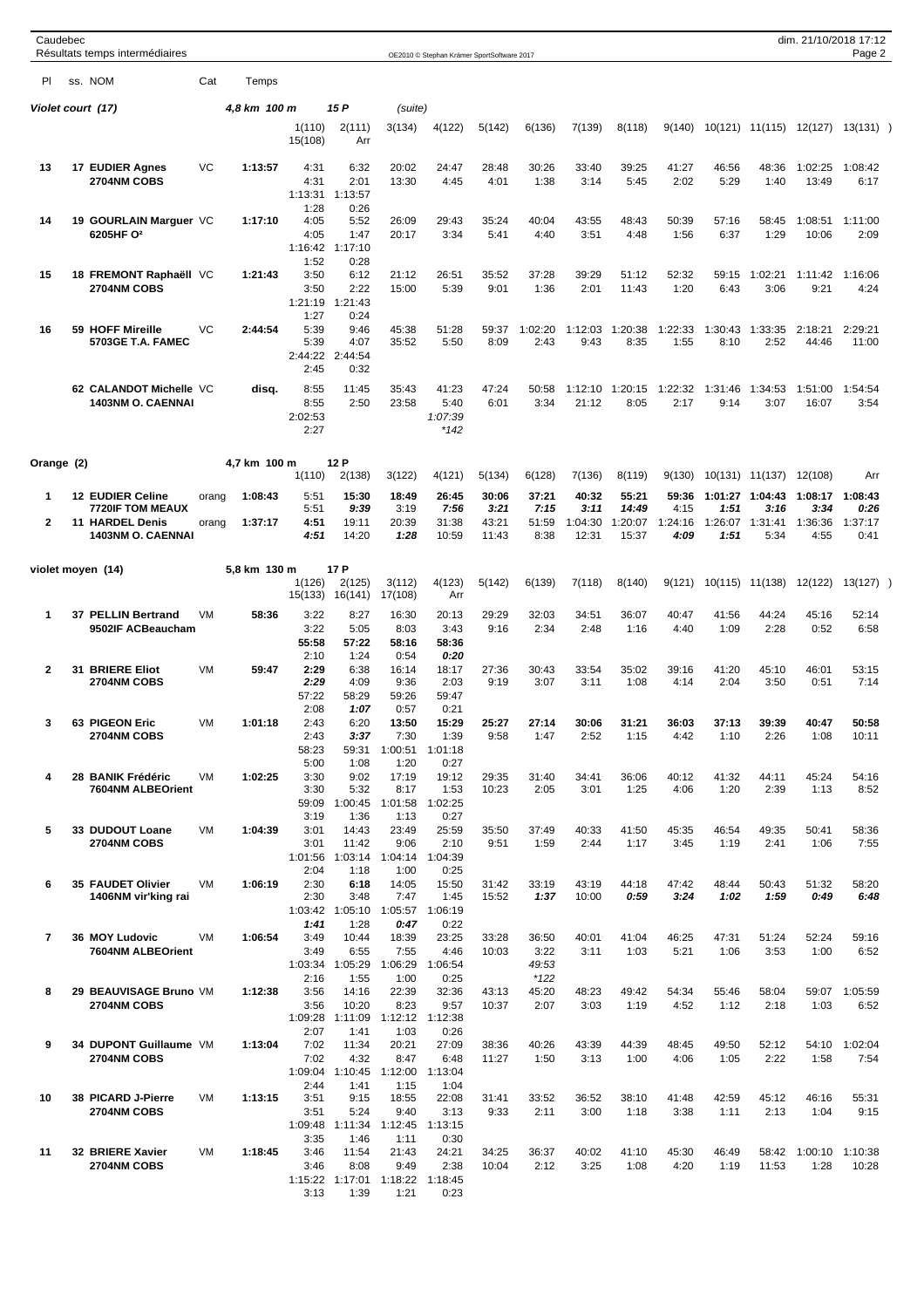## Violet court (17) — 4,8 km 100 m — 15 P (suite)

| Pl | ss. NOM | Cat | Temps | 1(110) | 2(111) | 3(134) | 4(122) | 5(142) | 6(136) | 7(139) | 8(118) | 9(140) | 10(121) | 11(115) | 12(127) | 13(131) | 15(108) | Arr |
|---|---|---|---|---|---|---|---|---|---|---|---|---|---|---|---|---|---|---|
| 13 | 17 EUDIER Agnes | VC | 1:13:57 | 4:31 | 6:32 | 20:02 | 24:47 | 28:48 | 30:26 | 33:40 | 39:25 | 41:27 | 46:56 | 48:36 | 1:02:25 | 1:08:42 | 1:13:31 | 1:13:57 |
| | 2704NM COBS | | | 4:31 | 2:01 | 13:30 | 4:45 | 4:01 | 1:38 | 3:14 | 5:45 | 2:02 | 5:29 | 1:40 | 13:49 | 6:17 | 1:28 | 0:26 |
| 14 | 19 GOURLAIN Marguer | VC | 1:17:10 | 4:05 | 5:52 | 26:09 | 29:43 | 35:24 | 40:04 | 43:55 | 48:43 | 50:39 | 57:16 | 58:45 | 1:08:51 | 1:11:00 | 1:16:42 | 1:17:10 |
| | 6205HF O² | | | 4:05 | 1:47 | 20:17 | 3:34 | 5:41 | 4:40 | 3:51 | 4:48 | 1:56 | 6:37 | 1:29 | 10:06 | 2:09 | 1:52 | 0:28 |
| 15 | 18 FREMONT Raphaëll | VC | 1:21:43 | 3:50 | 6:12 | 21:12 | 26:51 | 35:52 | 37:28 | 39:29 | 51:12 | 52:32 | 59:15 | 1:02:21 | 1:11:42 | 1:16:06 | 1:21:19 | 1:21:43 |
| | 2704NM COBS | | | 3:50 | 2:22 | 15:00 | 5:39 | 9:01 | 1:36 | 2:01 | 11:43 | 1:20 | 6:43 | 3:06 | 9:21 | 4:24 | 1:27 | 0:24 |
| 16 | 59 HOFF Mireille | VC | 2:44:54 | 5:39 | 9:46 | 45:38 | 51:28 | 59:37 | 1:02:20 | 1:12:03 | 1:20:38 | 1:22:33 | 1:30:43 | 1:33:35 | 2:18:21 | 2:29:21 | 2:44:22 | 2:44:54 |
| | 5703GE T.A. FAMEC | | | 5:39 | 4:07 | 35:52 | 5:50 | 8:09 | 2:43 | 9:43 | 8:35 | 1:55 | 8:10 | 2:52 | 44:46 | 11:00 | 2:45 | 0:32 |
| | 62 CALANDOT Michelle | VC | disq. | 8:55 | 11:45 | 35:43 | 41:23 | 47:24 | 50:58 | 1:12:10 | 1:20:15 | 1:22:32 | 1:31:46 | 1:34:53 | 1:51:00 | 1:54:54 | 2:02:53 | |
| | 1403NM O. CAENNAI | | | 8:55 | 2:50 | 23:58 | 5:40 | 6:01 | 3:34 | 21:12 | 8:05 | 2:17 | 9:14 | 3:07 | 16:07 | 3:54 | 2:27 | |
| | | | | | | | 1:07:39 *142 | | | | | | | | | | | |

## Orange (2) — 4,7 km 100 m — 12 P

| Pl | ss. NOM | Cat | Temps | 1(110) | 2(138) | 3(122) | 4(121) | 5(134) | 6(128) | 7(136) | 8(119) | 9(130) | 10(131) | 11(137) | 12(108) | Arr |
|---|---|---|---|---|---|---|---|---|---|---|---|---|---|---|---|---|
| 1 | 12 EUDIER Celine | orang | 1:08:43 | 5:51 | 15:30 | 18:49 | 26:45 | 30:06 | 37:21 | 40:32 | 55:21 | 59:36 | 1:01:27 | 1:04:43 | 1:08:17 | 1:08:43 |
| | 7720IF TOM MEAUX | | | 5:51 | 9:39 | 3:19 | 7:56 | 3:21 | 7:15 | 3:11 | 14:49 | 4:15 | 1:51 | 3:16 | 3:34 | 0:26 |
| 2 | 11 HARDEL Denis | orang | 1:37:17 | 4:51 | 19:11 | 20:39 | 31:38 | 43:21 | 51:59 | 1:04:30 | 1:20:07 | 1:24:16 | 1:26:07 | 1:31:41 | 1:36:36 | 1:37:17 |
| | 1403NM O. CAENNAI | | | 4:51 | 14:20 | 1:28 | 10:59 | 11:43 | 8:38 | 12:31 | 15:37 | 4:09 | 1:51 | 5:34 | 4:55 | 0:41 |

## violet moyen (14) — 5,8 km 130 m — 17 P

| Pl | ss. NOM | Cat | Temps | 1(126) | 2(125) | 3(112) | 4(123) | 5(142) | 6(139) | 7(118) | 8(140) | 9(121) | 10(115) | 11(138) | 12(122) | 13(127) | 15(133) | 16(141) | 17(108) | Arr |
|---|---|---|---|---|---|---|---|---|---|---|---|---|---|---|---|---|---|---|---|---|
| 1 | 37 PELLIN Bertrand | VM | 58:36 | 3:22 | 8:27 | 16:30 | 20:13 | 29:29 | 32:03 | 34:51 | 36:07 | 40:47 | 41:56 | 44:24 | 45:16 | 52:14 | 55:58 | 57:22 | 58:16 | 58:36 |
| | 9502IF ACBeaucham | | | 3:22 | 5:05 | 8:03 | 3:43 | 9:16 | 2:34 | 2:48 | 1:16 | 4:40 | 1:09 | 2:28 | 0:52 | 6:58 | 2:10 | 1:24 | 0:54 | 0:20 |
| 2 | 31 BRIERE Eliot | VM | 59:47 | 2:29 | 6:38 | 16:14 | 18:17 | 27:36 | 30:43 | 33:54 | 35:02 | 39:16 | 41:20 | 45:10 | 46:01 | 53:15 | 57:22 | 58:29 | 59:26 | 59:47 |
| | 2704NM COBS | | | 2:29 | 4:09 | 9:36 | 2:03 | 9:19 | 3:07 | 3:11 | 1:08 | 4:14 | 2:04 | 3:50 | 0:51 | 7:14 | 2:08 | 1:07 | 0:57 | 0:21 |
| 3 | 63 PIGEON Eric | VM | 1:01:18 | 2:43 | 6:20 | 13:50 | 15:29 | 25:27 | 27:14 | 30:06 | 31:21 | 36:03 | 37:13 | 39:39 | 40:47 | 50:58 | 58:23 | 59:31 | 1:00:51 | 1:01:18 |
| | 2704NM COBS | | | 2:43 | 3:37 | 7:30 | 1:39 | 9:58 | 1:47 | 2:52 | 1:15 | 4:42 | 1:10 | 2:26 | 1:08 | 10:11 | 5:00 | 1:08 | 1:20 | 0:27 |
| 4 | 28 BANIK Frédéric | VM | 1:02:25 | 3:30 | 9:02 | 17:19 | 19:12 | 29:35 | 31:40 | 34:41 | 36:06 | 40:12 | 41:32 | 44:11 | 45:24 | 54:16 | 59:09 | 1:00:45 | 1:01:58 | 1:02:25 |
| | 7604NM ALBEOrient | | | 3:30 | 5:32 | 8:17 | 1:53 | 10:23 | 2:05 | 3:01 | 1:25 | 4:06 | 1:20 | 2:39 | 1:13 | 8:52 | 3:19 | 1:36 | 1:13 | 0:27 |
| 5 | 33 DUDOUT Loane | VM | 1:04:39 | 3:01 | 14:43 | 23:49 | 25:59 | 35:50 | 37:49 | 40:33 | 41:50 | 45:35 | 46:54 | 49:35 | 50:41 | 58:36 | 1:01:56 | 1:03:14 | 1:04:14 | 1:04:39 |
| | 2704NM COBS | | | 3:01 | 11:42 | 9:06 | 2:10 | 9:51 | 1:59 | 2:44 | 1:17 | 3:45 | 1:19 | 2:41 | 1:06 | 7:55 | 2:04 | 1:18 | 1:00 | 0:25 |
| 6 | 35 FAUDET Olivier | VM | 1:06:19 | 2:30 | 6:18 | 14:05 | 15:50 | 31:42 | 33:19 | 43:19 | 44:18 | 47:42 | 48:44 | 50:43 | 51:32 | 58:20 | 1:03:42 | 1:05:10 | 1:05:57 | 1:06:19 |
| | 1406NM vir'king rai | | | 2:30 | 3:48 | 7:47 | 1:45 | 15:52 | 1:37 | 10:00 | 0:59 | 3:24 | 1:02 | 1:59 | 0:49 | 6:48 | 1:41 | 1:28 | 0:47 | 0:22 |
| 7 | 36 MOY Ludovic | VM | 1:06:54 | 3:49 | 10:44 | 18:39 | 23:25 | 33:28 | 36:50 | 40:01 | 41:04 | 46:25 | 47:31 | 51:24 | 52:24 | 59:16 | 1:03:34 | 1:05:29 | 1:06:29 | 1:06:54 |
| | 7604NM ALBEOrient | | | 3:49 | 6:55 | 7:55 | 4:46 | 10:03 | 3:22 | 3:11 | 1:03 | 5:21 | 1:06 | 3:53 | 1:00 | 6:52 | 2:16 | 1:55 | 1:00 | 0:25 |
| | | | | | | | | | 49:53 *122 | | | | | | | | | | | |
| 8 | 29 BEAUVISAGE Bruno | VM | 1:12:38 | 3:56 | 14:16 | 22:39 | 32:36 | 43:13 | 45:20 | 48:23 | 49:42 | 54:34 | 55:46 | 58:04 | 59:07 | 1:05:59 | 1:09:28 | 1:11:09 | 1:12:12 | 1:12:38 |
| | 2704NM COBS | | | 3:56 | 10:20 | 8:23 | 9:57 | 10:37 | 2:07 | 3:03 | 1:19 | 4:52 | 1:12 | 2:18 | 1:03 | 6:52 | 2:07 | 1:41 | 1:03 | 0:26 |
| 9 | 34 DUPONT Guillaume | VM | 1:13:04 | 7:02 | 11:34 | 20:21 | 27:09 | 38:36 | 40:26 | 43:39 | 44:39 | 48:45 | 49:50 | 52:12 | 54:10 | 1:02:04 | 1:09:04 | 1:10:45 | 1:12:00 | 1:13:04 |
| | 2704NM COBS | | | 7:02 | 4:32 | 8:47 | 6:48 | 11:27 | 1:50 | 3:13 | 1:00 | 4:06 | 1:05 | 2:22 | 1:58 | 7:54 | 2:44 | 1:41 | 1:15 | 1:04 |
| 10 | 38 PICARD J-Pierre | VM | 1:13:15 | 3:51 | 9:15 | 18:55 | 22:08 | 31:41 | 33:52 | 36:52 | 38:10 | 41:48 | 42:59 | 45:12 | 46:16 | 55:31 | 1:09:48 | 1:11:34 | 1:12:45 | 1:13:15 |
| | 2704NM COBS | | | 3:51 | 5:24 | 9:40 | 3:13 | 9:33 | 2:11 | 3:00 | 1:18 | 3:38 | 1:11 | 2:13 | 1:04 | 9:15 | 3:35 | 1:46 | 1:11 | 0:30 |
| 11 | 32 BRIERE Xavier | VM | 1:18:45 | 3:46 | 11:54 | 21:43 | 24:21 | 34:25 | 36:37 | 40:02 | 41:10 | 45:30 | 46:49 | 58:42 | 1:00:10 | 1:10:38 | 1:15:22 | 1:17:01 | 1:18:22 | 1:18:45 |
| | 2704NM COBS | | | 3:46 | 8:08 | 9:49 | 2:38 | 10:04 | 2:12 | 3:25 | 1:08 | 4:20 | 1:19 | 11:53 | 1:28 | 10:28 | 3:13 | 1:39 | 1:21 | 0:23 |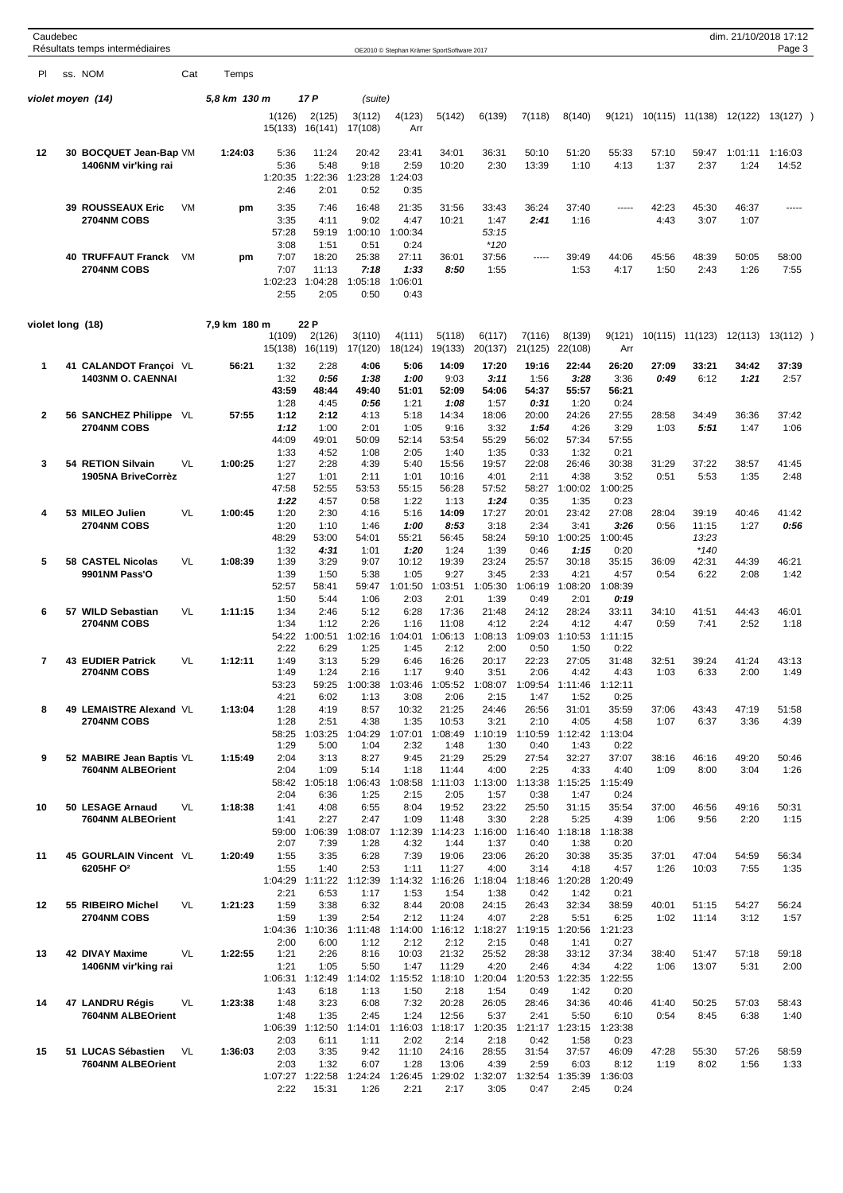**violet moyen (14)** — 5,8 km 130 m — 17 P (suite)

| Pl | ss. NOM | Cat | Temps | 1(126) | 2(125) | 3(112) | 4(123) | 5(142) | 6(139) | 7(118) | 8(140) | 9(121) | 10(115) | 11(138) | 12(122) | 13(127) ) |
|---|---|---|---|---|---|---|---|---|---|---|---|---|---|---|---|---|
| | | | | 15(133) | 16(141) | 17(108) | Arr | | | | | | | | | |
| 12 | 30 BOCQUET Jean-Bap | VM | 1:24:03 | 5:36 | 11:24 | 20:42 | 23:41 | 34:01 | 36:31 | 50:10 | 51:20 | 55:33 | 57:10 | 59:47 | 1:01:11 | 1:16:03 |
| | 1406NM vir'king rai | | | 5:36 | 5:48 | 9:18 | 2:59 | 10:20 | 2:30 | 13:39 | 1:10 | 4:13 | 1:37 | 2:37 | 1:24 | 14:52 |
| | | | | 1:20:35 | 1:22:36 | 1:23:28 | 1:24:03 | | | | | | | | | |
| | | | | 2:46 | 2:01 | 0:52 | 0:35 | | | | | | | | | |
| | 39 ROUSSEAUX Eric | VM | pm | 3:35 | 7:46 | 16:48 | 21:35 | 31:56 | 33:43 | 36:24 | 37:40 | ----- | 42:23 | 45:30 | 46:37 | ----- |
| | 2704NM COBS | | | 3:35 | 4:11 | 9:02 | 4:47 | 10:21 | 1:47 | 2:41 | 1:16 | | 4:43 | 3:07 | 1:07 | |
| | | | | 57:28 | 59:19 | 1:00:10 | 1:00:34 | | 53:15 | | | | | | | |
| | | | | 3:08 | 1:51 | 0:51 | 0:24 | | *120 | | | | | | | |
| | 40 TRUFFAUT Franck | VM | pm | 7:07 | 18:20 | 25:38 | 27:11 | 36:01 | 37:56 | ----- | 39:49 | 44:06 | 45:56 | 48:39 | 50:05 | 58:00 |
| | 2704NM COBS | | | 7:07 | 11:13 | 7:18 | 1:33 | 8:50 | 1:55 | | 1:53 | 4:17 | 1:50 | 2:43 | 1:26 | 7:55 |
| | | | | 1:02:23 | 1:04:28 | 1:05:18 | 1:06:01 | | | | | | | | | |
| | | | | 2:55 | 2:05 | 0:50 | 0:43 | | | | | | | | | |

**violet long (18)** — 7,9 km 180 m — 22 P

| Pl | ss. NOM | Cat | Temps | 1(109) | 2(126) | 3(110) | 4(111) | 5(118) | 6(117) | 7(116) | 8(139) | 9(121) | 10(115) | 11(123) | 12(113) | 13(112) ) |
|---|---|---|---|---|---|---|---|---|---|---|---|---|---|---|---|---|
| | | | | 15(138) | 16(119) | 17(120) | 18(124) | 19(133) | 20(137) | 21(125) | 22(108) | Arr | | | | |
| 1 | 41 CALANDOT François | VL | 56:21 | 1:32 | 2:28 | 4:06 | 5:06 | 14:09 | 17:20 | 19:16 | 22:44 | 26:20 | 27:09 | 33:21 | 34:42 | 37:39 |
| | 1403NM O. CAENNAI | | | 1:32 | 0:56 | 1:38 | 1:00 | 9:03 | 3:11 | 1:56 | 3:28 | 3:36 | 0:49 | 6:12 | 1:21 | 2:57 |
| | | | | 43:59 | 48:44 | 49:40 | 51:01 | 52:09 | 54:06 | 54:37 | 55:57 | 56:21 | | | | |
| | | | | 1:28 | 4:45 | 0:56 | 1:21 | 1:08 | 1:57 | 0:31 | 1:20 | 0:24 | | | | |
| 2 | 56 SANCHEZ Philippe | VL | 57:55 | 1:12 | 2:12 | 4:13 | 5:18 | 14:34 | 18:06 | 20:00 | 24:26 | 27:55 | 28:58 | 34:49 | 36:36 | 37:42 |
| | 2704NM COBS | | | 1:12 | 1:00 | 2:01 | 1:05 | 9:16 | 3:32 | 1:54 | 4:26 | 3:29 | 1:03 | 5:51 | 1:47 | 1:06 |
| | | | | 44:09 | 49:01 | 50:09 | 52:14 | 53:54 | 55:29 | 56:02 | 57:34 | 57:55 | | | | |
| | | | | 1:33 | 4:52 | 1:08 | 2:05 | 1:40 | 1:35 | 0:33 | 1:32 | 0:21 | | | | |
| 3 | 54 RETION Silvain | VL | 1:00:25 | 1:27 | 2:28 | 4:39 | 5:40 | 15:56 | 19:57 | 22:08 | 26:46 | 30:38 | 31:29 | 37:22 | 38:57 | 41:45 |
| | 1905NA BriveCorrèz | | | 1:27 | 1:01 | 2:11 | 1:01 | 10:16 | 4:01 | 2:11 | 4:38 | 3:52 | 0:51 | 5:53 | 1:35 | 2:48 |
| | | | | 47:58 | 52:55 | 53:53 | 55:15 | 56:28 | 57:52 | 58:27 | 1:00:02 | 1:00:25 | | | | |
| | | | | 1:22 | 4:57 | 0:58 | 1:22 | 1:13 | 1:24 | 0:35 | 1:35 | 0:23 | | | | |
| 4 | 53 MILEO Julien | VL | 1:00:45 | 1:20 | 2:30 | 4:16 | 5:16 | 14:09 | 17:27 | 20:01 | 23:42 | 27:08 | 28:04 | 39:19 | 40:46 | 41:42 |
| | 2704NM COBS | | | 1:20 | 1:10 | 1:46 | 1:00 | 8:53 | 3:18 | 2:34 | 3:41 | 3:26 | 0:56 | 11:15 | 1:27 | 0:56 |
| | | | | 48:29 | 53:00 | 54:01 | 55:21 | 56:45 | 58:24 | 59:10 | 1:00:25 | 1:00:45 | | 13:23 | | |
| | | | | 1:32 | 4:31 | 1:01 | 1:20 | 1:24 | 1:39 | 0:46 | 1:15 | 0:20 | | *140 | | |
| 5 | 58 CASTEL Nicolas | VL | 1:08:39 | 1:39 | 3:29 | 9:07 | 10:12 | 19:39 | 23:24 | 25:57 | 30:18 | 35:15 | 36:09 | 42:31 | 44:39 | 46:21 |
| | 9901NM Pass'O | | | 1:39 | 1:50 | 5:38 | 1:05 | 9:27 | 3:45 | 2:33 | 4:21 | 4:57 | 0:54 | 6:22 | 2:08 | 1:42 |
| | | | | 52:57 | 58:41 | 59:47 | 1:01:50 | 1:03:51 | 1:05:30 | 1:06:19 | 1:08:20 | 1:08:39 | | | | |
| | | | | 1:50 | 5:44 | 1:06 | 2:03 | 2:01 | 1:39 | 0:49 | 2:01 | 0:19 | | | | |
| 6 | 57 WILD Sebastian | VL | 1:11:15 | 1:34 | 2:46 | 5:12 | 6:28 | 17:36 | 21:48 | 24:12 | 28:24 | 33:11 | 34:10 | 41:51 | 44:43 | 46:01 |
| | 2704NM COBS | | | 1:34 | 1:12 | 2:26 | 1:16 | 11:08 | 4:12 | 2:24 | 4:12 | 4:47 | 0:59 | 7:41 | 2:52 | 1:18 |
| | | | | 54:22 | 1:00:51 | 1:02:16 | 1:04:01 | 1:06:13 | 1:08:13 | 1:09:03 | 1:10:53 | 1:11:15 | | | | |
| | | | | 2:22 | 6:29 | 1:25 | 1:45 | 2:12 | 2:00 | 0:50 | 1:50 | 0:22 | | | | |
| 7 | 43 EUDIER Patrick | VL | 1:12:11 | 1:49 | 3:13 | 5:29 | 6:46 | 16:26 | 20:17 | 22:23 | 27:05 | 31:48 | 32:51 | 39:24 | 41:24 | 43:13 |
| | 2704NM COBS | | | 1:49 | 1:24 | 2:16 | 1:17 | 9:40 | 3:51 | 2:06 | 4:42 | 4:43 | 1:03 | 6:33 | 2:00 | 1:49 |
| | | | | 53:23 | 59:25 | 1:00:38 | 1:03:46 | 1:05:52 | 1:08:07 | 1:09:54 | 1:11:46 | 1:12:11 | | | | |
| | | | | 4:21 | 6:02 | 1:13 | 3:08 | 2:06 | 2:15 | 1:47 | 1:52 | 0:25 | | | | |
| 8 | 49 LEMAISTRE Alexand | VL | 1:13:04 | 1:28 | 4:19 | 8:57 | 10:32 | 21:25 | 24:46 | 26:56 | 31:01 | 35:59 | 37:06 | 43:43 | 47:19 | 51:58 |
| | 2704NM COBS | | | 1:28 | 2:51 | 4:38 | 1:35 | 10:53 | 3:21 | 2:10 | 4:05 | 4:58 | 1:07 | 6:37 | 3:36 | 4:39 |
| | | | | 58:25 | 1:03:25 | 1:04:29 | 1:07:01 | 1:08:49 | 1:10:19 | 1:10:59 | 1:12:42 | 1:13:04 | | | | |
| | | | | 1:29 | 5:00 | 1:04 | 2:32 | 1:48 | 1:30 | 0:40 | 1:43 | 0:22 | | | | |
| 9 | 52 MABIRE Jean Baptis | VL | 1:15:49 | 2:04 | 3:13 | 8:27 | 9:45 | 21:29 | 25:29 | 27:54 | 32:27 | 37:07 | 38:16 | 46:16 | 49:20 | 50:46 |
| | 7604NM ALBEOrient | | | 2:04 | 1:09 | 5:14 | 1:18 | 11:44 | 4:00 | 2:25 | 4:33 | 4:40 | 1:09 | 8:00 | 3:04 | 1:26 |
| | | | | 58:42 | 1:05:18 | 1:06:43 | 1:08:58 | 1:11:03 | 1:13:00 | 1:13:38 | 1:15:25 | 1:15:49 | | | | |
| | | | | 2:04 | 6:36 | 1:25 | 2:15 | 2:05 | 1:57 | 0:38 | 1:47 | 0:24 | | | | |
| 10 | 50 LESAGE Arnaud | VL | 1:18:38 | 1:41 | 4:08 | 6:55 | 8:04 | 19:52 | 23:22 | 25:50 | 31:15 | 35:54 | 37:00 | 46:56 | 49:16 | 50:31 |
| | 7604NM ALBEOrient | | | 1:41 | 2:27 | 2:47 | 1:09 | 11:48 | 3:30 | 2:28 | 5:25 | 4:39 | 1:06 | 9:56 | 2:20 | 1:15 |
| | | | | 59:00 | 1:06:39 | 1:08:07 | 1:12:39 | 1:14:23 | 1:16:00 | 1:16:40 | 1:18:18 | 1:18:38 | | | | |
| | | | | 2:07 | 7:39 | 1:28 | 4:32 | 1:44 | 1:37 | 0:40 | 1:38 | 0:20 | | | | |
| 11 | 45 GOURLAIN Vincent | VL | 1:20:49 | 1:55 | 3:35 | 6:28 | 7:39 | 19:06 | 23:06 | 26:20 | 30:38 | 35:35 | 37:01 | 47:04 | 54:59 | 56:34 |
| | 6205HF O$^2$ | | | 1:55 | 1:40 | 2:53 | 1:11 | 11:27 | 4:00 | 3:14 | 4:18 | 4:57 | 1:26 | 10:03 | 7:55 | 1:35 |
| | | | | 1:04:29 | 1:11:22 | 1:12:39 | 1:14:32 | 1:16:26 | 1:18:04 | 1:18:46 | 1:20:28 | 1:20:49 | | | | |
| | | | | 2:21 | 6:53 | 1:17 | 1:53 | 1:54 | 1:38 | 0:42 | 1:42 | 0:21 | | | | |
| 12 | 55 RIBEIRO Michel | VL | 1:21:23 | 1:59 | 3:38 | 6:32 | 8:44 | 20:08 | 24:15 | 26:43 | 32:34 | 38:59 | 40:01 | 51:15 | 54:27 | 56:24 |
| | 2704NM COBS | | | 1:59 | 1:39 | 2:54 | 2:12 | 11:24 | 4:07 | 2:28 | 5:51 | 6:25 | 1:02 | 11:14 | 3:12 | 1:57 |
| | | | | 1:04:36 | 1:10:36 | 1:11:48 | 1:14:00 | 1:16:12 | 1:18:27 | 1:19:15 | 1:20:56 | 1:21:23 | | | | |
| | | | | 2:00 | 6:00 | 1:12 | 2:12 | 2:12 | 2:15 | 0:48 | 1:41 | 0:27 | | | | |
| 13 | 42 DIVAY Maxime | VL | 1:22:55 | 1:21 | 2:26 | 8:16 | 10:03 | 21:32 | 25:52 | 28:38 | 33:12 | 37:34 | 38:40 | 51:47 | 57:18 | 59:18 |
| | 1406NM vir'king rai | | | 1:21 | 1:05 | 5:50 | 1:47 | 11:29 | 4:20 | 2:46 | 4:34 | 4:22 | 1:06 | 13:07 | 5:31 | 2:00 |
| | | | | 1:06:31 | 1:12:49 | 1:14:02 | 1:15:52 | 1:18:10 | 1:20:04 | 1:20:53 | 1:22:35 | 1:22:55 | | | | |
| | | | | 1:43 | 6:18 | 1:13 | 1:50 | 2:18 | 1:54 | 0:49 | 1:42 | 0:20 | | | | |
| 14 | 47 LANDRU Régis | VL | 1:23:38 | 1:48 | 3:23 | 6:08 | 7:32 | 20:28 | 26:05 | 28:46 | 34:36 | 40:46 | 41:40 | 50:25 | 57:03 | 58:43 |
| | 7604NM ALBEOrient | | | 1:48 | 1:35 | 2:45 | 1:24 | 12:56 | 5:37 | 2:41 | 5:50 | 6:10 | 0:54 | 8:45 | 6:38 | 1:40 |
| | | | | 1:06:39 | 1:12:50 | 1:14:01 | 1:16:03 | 1:18:17 | 1:20:35 | 1:21:17 | 1:23:15 | 1:23:38 | | | | |
| | | | | 2:03 | 6:11 | 1:11 | 2:02 | 2:14 | 2:18 | 0:42 | 1:58 | 0:23 | | | | |
| 15 | 51 LUCAS Sébastien | VL | 1:36:03 | 2:03 | 3:35 | 9:42 | 11:10 | 24:16 | 28:55 | 31:54 | 37:57 | 46:09 | 47:28 | 55:30 | 57:26 | 58:59 |
| | 7604NM ALBEOrient | | | 2:03 | 1:32 | 6:07 | 1:28 | 13:06 | 4:39 | 2:59 | 6:03 | 8:12 | 1:19 | 8:02 | 1:56 | 1:33 |
| | | | | 1:07:27 | 1:22:58 | 1:24:24 | 1:26:45 | 1:29:02 | 1:32:07 | 1:32:54 | 1:35:39 | 1:36:03 | | | | |
| | | | | 2:22 | 15:31 | 1:26 | 2:21 | 2:17 | 3:05 | 0:47 | 2:45 | 0:24 | | | | |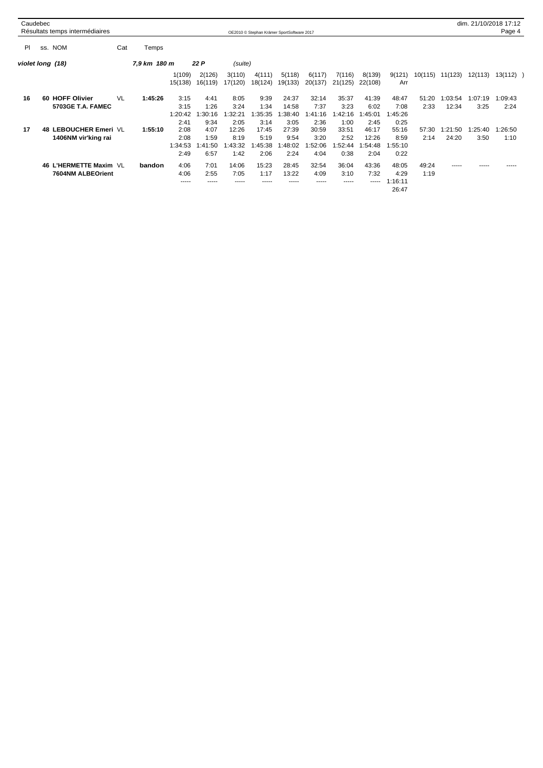Caudebec

Résultats temps intermédiaires

OE2010 © Stephan Krämer SportSoftware 2017

dim. 21/10/2018 17:12

| Pl | ss. NOM | Cat | Temps | 1(109) / 15(138) | 2(126) / 16(119) | 3(110) / 17(120) | 4(111) / 18(124) | 5(118) / 19(133) | 6(117) / 20(137) | 7(116) / 21(125) | 8(139) / 22(108) | 9(121) / Arr | 10(115) | 11(123) | 12(113) | 13(112) |
|---|---|---|---|---|---|---|---|---|---|---|---|---|---|---|---|---|
| **violet long (18)** | | | **7,9 km 180 m** | **22 P** | *(suite)* | | | | | | | | | | | |
| **16** | **60 HOFF Olivier** | VL | **1:45:26** | 3:15 | 4:41 | 8:05 | 9:39 | 24:37 | 32:14 | 35:37 | 41:39 | 48:47 | 51:20 | 1:03:54 | 1:07:19 | 1:09:43 |
| | **5703GE T.A. FAMEC** | | | 3:15 | 1:26 | 3:24 | 1:34 | 14:58 | 7:37 | 3:23 | 6:02 | 7:08 | 2:33 | 12:34 | 3:25 | 2:24 |
| | | | | 1:20:42 | 1:30:16 | 1:32:21 | 1:35:35 | 1:38:40 | 1:41:16 | 1:42:16 | 1:45:01 | 1:45:26 | | | | |
| | | | | 2:41 | 9:34 | 2:05 | 3:14 | 3:05 | 2:36 | 1:00 | 2:45 | 0:25 | | | | |
| **17** | **48 LEBOUCHER Emeri** | VL | **1:55:10** | 2:08 | 4:07 | 12:26 | 17:45 | 27:39 | 30:59 | 33:51 | 46:17 | 55:16 | 57:30 | 1:21:50 | 1:25:40 | 1:26:50 |
| | **1406NM vir'king rai** | | | 2:08 | 1:59 | 8:19 | 5:19 | 9:54 | 3:20 | 2:52 | 12:26 | 8:59 | 2:14 | 24:20 | 3:50 | 1:10 |
| | | | | 1:34:53 | 1:41:50 | 1:43:32 | 1:45:38 | 1:48:02 | 1:52:06 | 1:52:44 | 1:54:48 | 1:55:10 | | | | |
| | | | | 2:49 | 6:57 | 1:42 | 2:06 | 2:24 | 4:04 | 0:38 | 2:04 | 0:22 | | | | |
| | **46 L'HERMETTE Maxim** | VL | **bandon** | 4:06 | 7:01 | 14:06 | 15:23 | 28:45 | 32:54 | 36:04 | 43:36 | 48:05 | 49:24 | ----- | ----- | ----- |
| | **7604NM ALBEOrient** | | | 4:06 | 2:55 | 7:05 | 1:17 | 13:22 | 4:09 | 3:10 | 7:32 | 4:29 | 1:19 | | | |
| | | | | ----- | ----- | ----- | ----- | ----- | ----- | ----- | ----- | 1:16:11 | | | | |
| | | | | | | | | | | | | 26:47 | | | | |